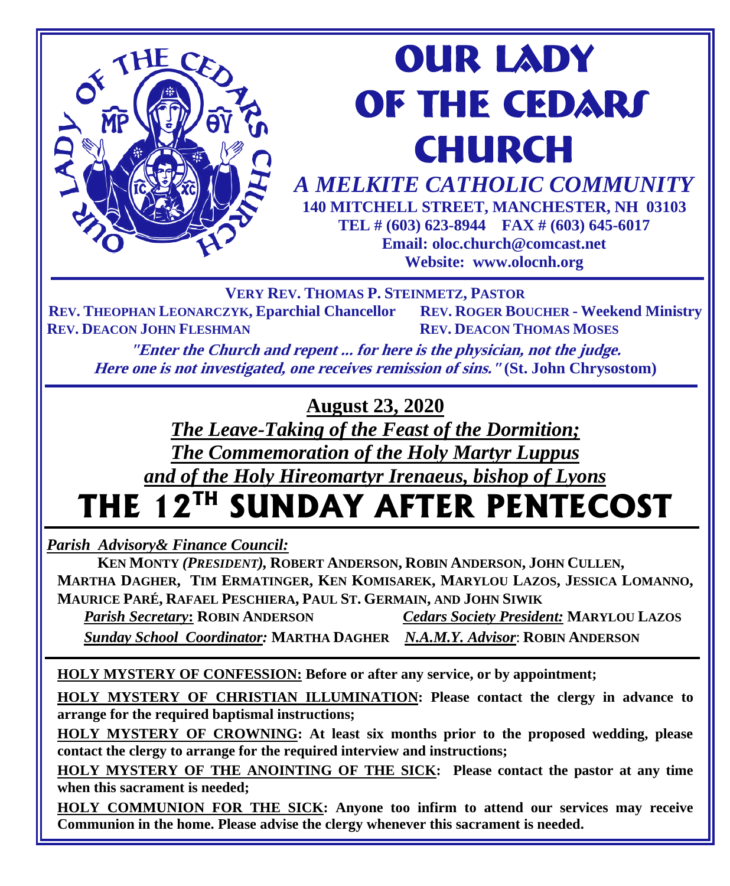# OUR LADY OF THE CEDARS CHURCH

***A MELKITE CATHOLIC COMMUNITY***

**140 MITCHELL STREET, MANCHESTER, NH 03103**
**TEL # (603) 623-8944 FAX # (603) 645-6017**
**Email: oloc.church@comcast.net**
**Website: www.olocnh.org**

**VERY REV. THOMAS P. STEINMETZ, PASTOR**

**REV. THEOPHAN LEONARCZYK, Eparchial Chancellor** — **REV. ROGER BOUCHER - Weekend Ministry**

**REV. DEACON JOHN FLESHMAN** — **REV. DEACON THOMAS MOSES**

***"Enter the Church and repent ... for here is the physician, not the judge. Here one is not investigated, one receives remission of sins."*** **(St. John Chrysostom)**

## August 23, 2020

***The Leave-Taking of the Feast of the Dormition;***
***The Commemoration of the Holy Martyr Luppus***
***and of the Holy Hireomartyr Irenaeus, bishop of Lyons***

# THE 12TH SUNDAY AFTER PENTECOST

***Parish Advisory& Finance Council:***

**KEN MONTY *(PRESIDENT)*, ROBERT ANDERSON, ROBIN ANDERSON, JOHN CULLEN, MARTHA DAGHER, TIM ERMATINGER, KEN KOMISAREK, MARYLOU LAZOS, JESSICA LOMANNO, MAURICE PARÉ, RAFAEL PESCHIERA, PAUL ST. GERMAIN, AND JOHN SIWIK**

***Parish Secretary*: ROBIN ANDERSON** — ***Cedars Society President:* MARYLOU LAZOS**

***Sunday School Coordinator:* MARTHA DAGHER** — ***N.A.M.Y. Advisor*: ROBIN ANDERSON**

**HOLY MYSTERY OF CONFESSION: Before or after any service, or by appointment;**

**HOLY MYSTERY OF CHRISTIAN ILLUMINATION: Please contact the clergy in advance to arrange for the required baptismal instructions;**

**HOLY MYSTERY OF CROWNING: At least six months prior to the proposed wedding, please contact the clergy to arrange for the required interview and instructions;**

**HOLY MYSTERY OF THE ANOINTING OF THE SICK: Please contact the pastor at any time when this sacrament is needed;**

**HOLY COMMUNION FOR THE SICK: Anyone too infirm to attend our services may receive Communion in the home. Please advise the clergy whenever this sacrament is needed.**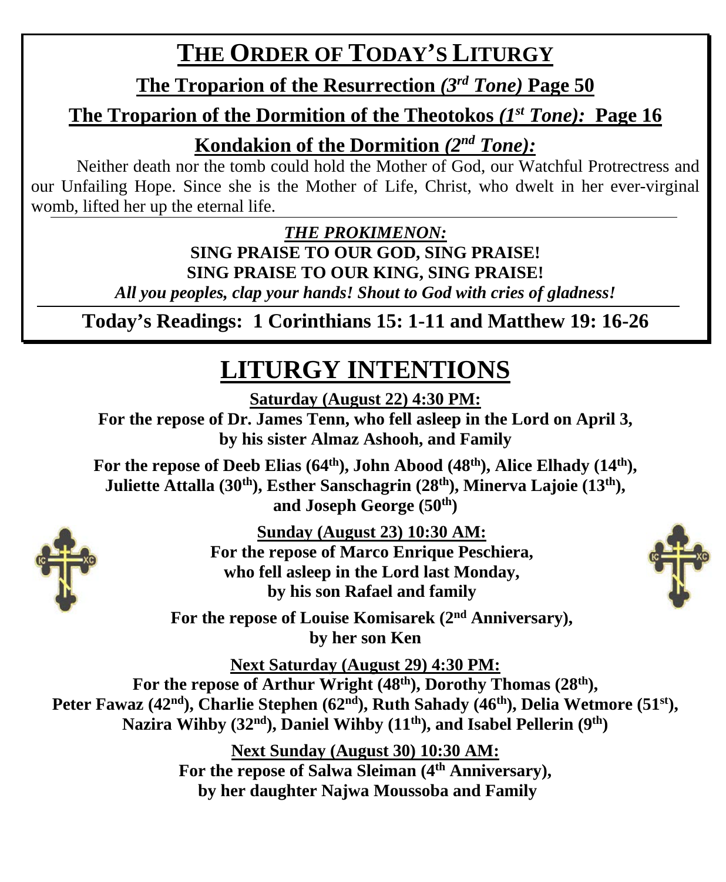# THE ORDER OF TODAY'S LITURGY

**The Troparion of the Resurrection *(3rd Tone)* Page 50**

**The Troparion of the Dormition of the Theotokos *(1st Tone):* Page 16**

**Kondakion of the Dormition *(2nd Tone):***

Neither death nor the tomb could hold the Mother of God, our Watchful Protrectress and our Unfailing Hope. Since she is the Mother of Life, Christ, who dwelt in her ever-virginal womb, lifted her up the eternal life.

***THE PROKIMENON:***

**SING PRAISE TO OUR GOD, SING PRAISE!**
**SING PRAISE TO OUR KING, SING PRAISE!**

***All you peoples, clap your hands! Shout to God with cries of gladness!***

**Today's Readings: 1 Corinthians 15: 1-11 and Matthew 19: 16-26**

# LITURGY INTENTIONS

**Saturday (August 22) 4:30 PM:**

**For the repose of Dr. James Tenn, who fell asleep in the Lord on April 3, by his sister Almaz Ashooh, and Family**

**For the repose of Deeb Elias (64th), John Abood (48th), Alice Elhady (14th), Juliette Attalla (30th), Esther Sanschagrin (28th), Minerva Lajoie (13th), and Joseph George (50th)**

**Sunday (August 23) 10:30 AM:**

**For the repose of Marco Enrique Peschiera, who fell asleep in the Lord last Monday, by his son Rafael and family**

**For the repose of Louise Komisarek (2nd Anniversary), by her son Ken**

**Next Saturday (August 29) 4:30 PM:**

**For the repose of Arthur Wright (48th), Dorothy Thomas (28th), Peter Fawaz (42nd), Charlie Stephen (62nd), Ruth Sahady (46th), Delia Wetmore (51st), Nazira Wihby (32nd), Daniel Wihby (11th), and Isabel Pellerin (9th)**

**Next Sunday (August 30) 10:30 AM:**

**For the repose of Salwa Sleiman (4th Anniversary), by her daughter Najwa Moussoba and Family**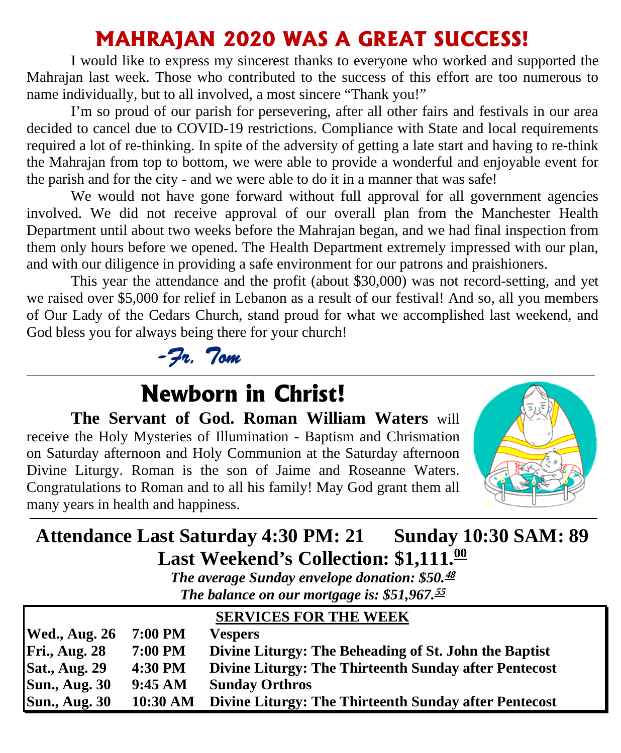# MAHRAJAN 2020 WAS A GREAT SUCCESS!

I would like to express my sincerest thanks to everyone who worked and supported the Mahrajan last week. Those who contributed to the success of this effort are too numerous to name individually, but to all involved, a most sincere "Thank you!"

I'm so proud of our parish for persevering, after all other fairs and festivals in our area decided to cancel due to COVID-19 restrictions. Compliance with State and local requirements required a lot of re-thinking. In spite of the adversity of getting a late start and having to re-think the Mahrajan from top to bottom, we were able to provide a wonderful and enjoyable event for the parish and for the city - and we were able to do it in a manner that was safe!

We would not have gone forward without full approval for all government agencies involved. We did not receive approval of our overall plan from the Manchester Health Department until about two weeks before the Mahrajan began, and we had final inspection from them only hours before we opened. The Health Department extremely impressed with our plan, and with our diligence in providing a safe environment for our patrons and praishioners.

This year the attendance and the profit (about $30,000) was not record-setting, and yet we raised over $5,000 for relief in Lebanon as a result of our festival! And so, all you members of Our Lady of the Cedars Church, stand proud for what we accomplished last weekend, and God bless you for always being there for your church!

*-Fr. Tom*

---

# Newborn in Christ!

**The Servant of God. Roman William Waters** will receive the Holy Mysteries of Illumination - Baptism and Chrismation on Saturday afternoon and Holy Communion at the Saturday afternoon Divine Liturgy. Roman is the son of Jaime and Roseanne Waters. Congratulations to Roman and to all his family! May God grant them all many years in health and happiness.

---

**Attendance Last Saturday 4:30 PM: 21 Sunday 10:30 SAM: 89**

**Last Weekend's Collection: $1,111.00**

***The average Sunday envelope donation: $50.48***

***The balance on our mortgage is: $51,967.55***

| SERVICES FOR THE WEEK | | |
|---|---|---|
| **Wed., Aug. 26** | **7:00 PM** | **Vespers** |
| **Fri., Aug. 28** | **7:00 PM** | **Divine Liturgy: The Beheading of St. John the Baptist** |
| **Sat., Aug. 29** | **4:30 PM** | **Divine Liturgy: The Thirteenth Sunday after Pentecost** |
| **Sun., Aug. 30** | **9:45 AM** | **Sunday Orthros** |
| **Sun., Aug. 30** | **10:30 AM** | **Divine Liturgy: The Thirteenth Sunday after Pentecost** |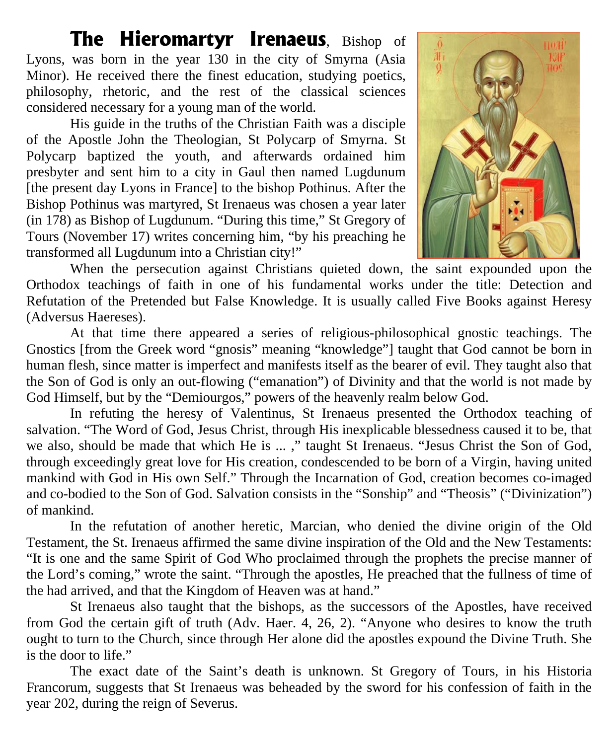**The Hieromartyr Irenaeus**, Bishop of Lyons, was born in the year 130 in the city of Smyrna (Asia Minor). He received there the finest education, studying poetics, philosophy, rhetoric, and the rest of the classical sciences considered necessary for a young man of the world.

His guide in the truths of the Christian Faith was a disciple of the Apostle John the Theologian, St Polycarp of Smyrna. St Polycarp baptized the youth, and afterwards ordained him presbyter and sent him to a city in Gaul then named Lugdunum [the present day Lyons in France] to the bishop Pothinus. After the Bishop Pothinus was martyred, St Irenaeus was chosen a year later (in 178) as Bishop of Lugdunum. "During this time," St Gregory of Tours (November 17) writes concerning him, "by his preaching he transformed all Lugdunum into a Christian city!"

When the persecution against Christians quieted down, the saint expounded upon the Orthodox teachings of faith in one of his fundamental works under the title: Detection and Refutation of the Pretended but False Knowledge. It is usually called Five Books against Heresy (Adversus Haereses).

At that time there appeared a series of religious-philosophical gnostic teachings. The Gnostics [from the Greek word "gnosis" meaning "knowledge"] taught that God cannot be born in human flesh, since matter is imperfect and manifests itself as the bearer of evil. They taught also that the Son of God is only an out-flowing ("emanation") of Divinity and that the world is not made by God Himself, but by the "Demiourgos," powers of the heavenly realm below God.

In refuting the heresy of Valentinus, St Irenaeus presented the Orthodox teaching of salvation. "The Word of God, Jesus Christ, through His inexplicable blessedness caused it to be, that we also, should be made that which He is ... ," taught St Irenaeus. "Jesus Christ the Son of God, through exceedingly great love for His creation, condescended to be born of a Virgin, having united mankind with God in His own Self." Through the Incarnation of God, creation becomes co-imaged and co-bodied to the Son of God. Salvation consists in the "Sonship" and "Theosis" ("Divinization") of mankind.

In the refutation of another heretic, Marcian, who denied the divine origin of the Old Testament, the St. Irenaeus affirmed the same divine inspiration of the Old and the New Testaments: "It is one and the same Spirit of God Who proclaimed through the prophets the precise manner of the Lord's coming," wrote the saint. "Through the apostles, He preached that the fullness of time of the had arrived, and that the Kingdom of Heaven was at hand."

St Irenaeus also taught that the bishops, as the successors of the Apostles, have received from God the certain gift of truth (Adv. Haer. 4, 26, 2). "Anyone who desires to know the truth ought to turn to the Church, since through Her alone did the apostles expound the Divine Truth. She is the door to life."

The exact date of the Saint's death is unknown. St Gregory of Tours, in his Historia Francorum, suggests that St Irenaeus was beheaded by the sword for his confession of faith in the year 202, during the reign of Severus.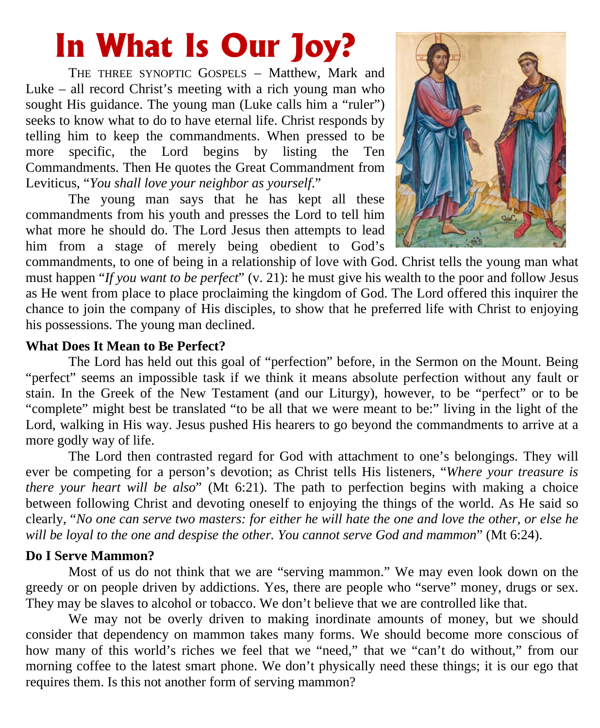# In What Is Our Joy?

THE THREE SYNOPTIC GOSPELS – Matthew, Mark and Luke – all record Christ's meeting with a rich young man who sought His guidance. The young man (Luke calls him a "ruler") seeks to know what to do to have eternal life. Christ responds by telling him to keep the commandments. When pressed to be more specific, the Lord begins by listing the Ten Commandments. Then He quotes the Great Commandment from Leviticus, "*You shall love your neighbor as yourself*."

The young man says that he has kept all these commandments from his youth and presses the Lord to tell him what more he should do. The Lord Jesus then attempts to lead him from a stage of merely being obedient to God's commandments, to one of being in a relationship of love with God. Christ tells the young man what must happen "*If you want to be perfect*" (v. 21): he must give his wealth to the poor and follow Jesus as He went from place to place proclaiming the kingdom of God. The Lord offered this inquirer the chance to join the company of His disciples, to show that he preferred life with Christ to enjoying his possessions. The young man declined.

**What Does It Mean to Be Perfect?**

The Lord has held out this goal of "perfection" before, in the Sermon on the Mount. Being "perfect" seems an impossible task if we think it means absolute perfection without any fault or stain. In the Greek of the New Testament (and our Liturgy), however, to be "perfect" or to be "complete" might best be translated "to be all that we were meant to be:" living in the light of the Lord, walking in His way. Jesus pushed His hearers to go beyond the commandments to arrive at a more godly way of life.

The Lord then contrasted regard for God with attachment to one's belongings. They will ever be competing for a person's devotion; as Christ tells His listeners, "*Where your treasure is there your heart will be also*" (Mt 6:21). The path to perfection begins with making a choice between following Christ and devoting oneself to enjoying the things of the world. As He said so clearly, "*No one can serve two masters: for either he will hate the one and love the other, or else he will be loyal to the one and despise the other. You cannot serve God and mammon*" (Mt 6:24).

**Do I Serve Mammon?**

Most of us do not think that we are "serving mammon." We may even look down on the greedy or on people driven by addictions. Yes, there are people who "serve" money, drugs or sex. They may be slaves to alcohol or tobacco. We don't believe that we are controlled like that.

We may not be overly driven to making inordinate amounts of money, but we should consider that dependency on mammon takes many forms. We should become more conscious of how many of this world's riches we feel that we "need," that we "can't do without," from our morning coffee to the latest smart phone. We don't physically need these things; it is our ego that requires them. Is this not another form of serving mammon?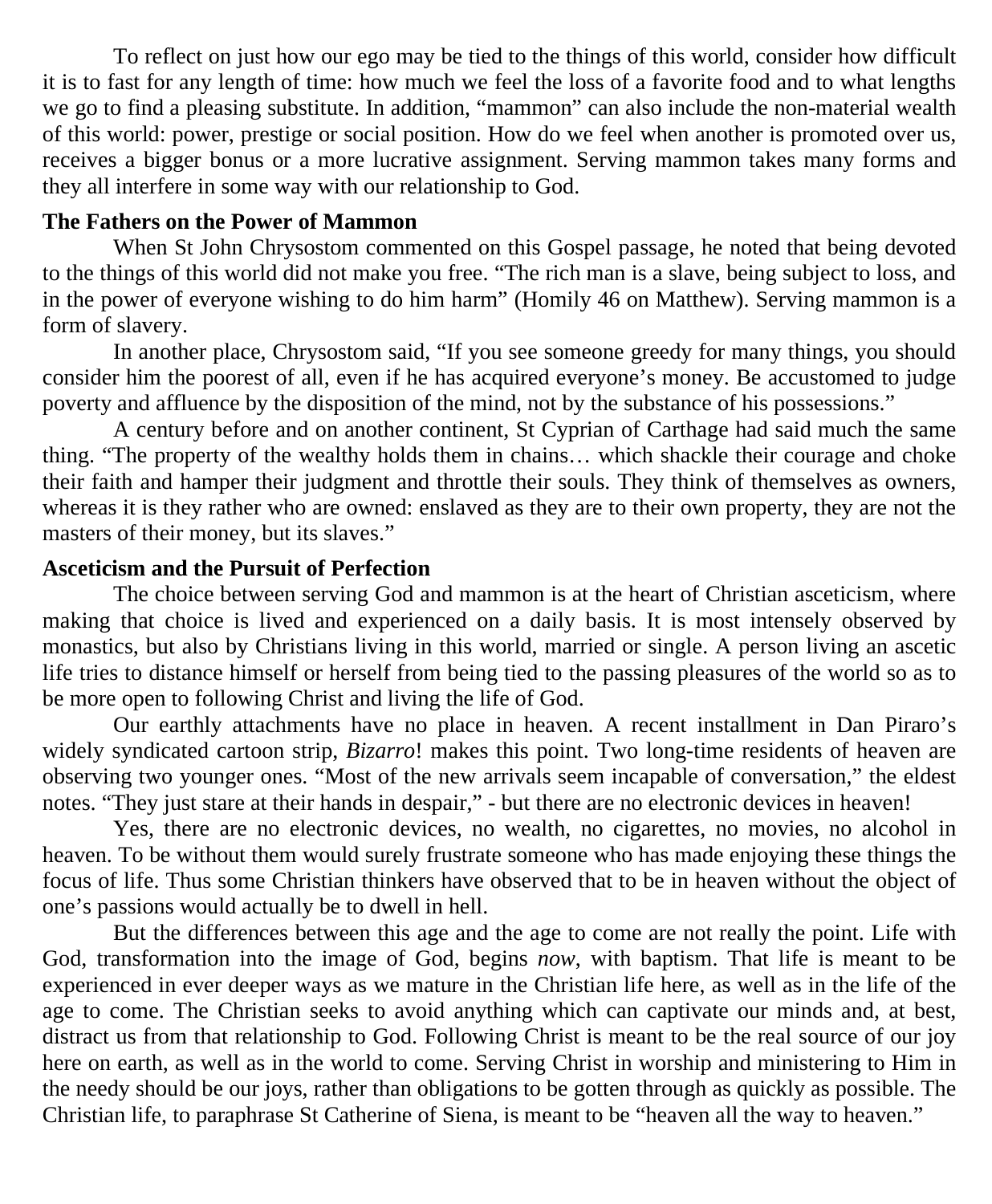To reflect on just how our ego may be tied to the things of this world, consider how difficult it is to fast for any length of time: how much we feel the loss of a favorite food and to what lengths we go to find a pleasing substitute. In addition, "mammon" can also include the non-material wealth of this world: power, prestige or social position. How do we feel when another is promoted over us, receives a bigger bonus or a more lucrative assignment. Serving mammon takes many forms and they all interfere in some way with our relationship to God.

**The Fathers on the Power of Mammon**

When St John Chrysostom commented on this Gospel passage, he noted that being devoted to the things of this world did not make you free. "The rich man is a slave, being subject to loss, and in the power of everyone wishing to do him harm" (Homily 46 on Matthew). Serving mammon is a form of slavery.

In another place, Chrysostom said, "If you see someone greedy for many things, you should consider him the poorest of all, even if he has acquired everyone's money. Be accustomed to judge poverty and affluence by the disposition of the mind, not by the substance of his possessions."

A century before and on another continent, St Cyprian of Carthage had said much the same thing. "The property of the wealthy holds them in chains… which shackle their courage and choke their faith and hamper their judgment and throttle their souls. They think of themselves as owners, whereas it is they rather who are owned: enslaved as they are to their own property, they are not the masters of their money, but its slaves."

**Asceticism and the Pursuit of Perfection**

The choice between serving God and mammon is at the heart of Christian asceticism, where making that choice is lived and experienced on a daily basis. It is most intensely observed by monastics, but also by Christians living in this world, married or single. A person living an ascetic life tries to distance himself or herself from being tied to the passing pleasures of the world so as to be more open to following Christ and living the life of God.

Our earthly attachments have no place in heaven. A recent installment in Dan Piraro's widely syndicated cartoon strip, *Bizarro*! makes this point. Two long-time residents of heaven are observing two younger ones. "Most of the new arrivals seem incapable of conversation," the eldest notes. "They just stare at their hands in despair," - but there are no electronic devices in heaven!

Yes, there are no electronic devices, no wealth, no cigarettes, no movies, no alcohol in heaven. To be without them would surely frustrate someone who has made enjoying these things the focus of life. Thus some Christian thinkers have observed that to be in heaven without the object of one's passions would actually be to dwell in hell.

But the differences between this age and the age to come are not really the point. Life with God, transformation into the image of God, begins *now*, with baptism. That life is meant to be experienced in ever deeper ways as we mature in the Christian life here, as well as in the life of the age to come. The Christian seeks to avoid anything which can captivate our minds and, at best, distract us from that relationship to God. Following Christ is meant to be the real source of our joy here on earth, as well as in the world to come. Serving Christ in worship and ministering to Him in the needy should be our joys, rather than obligations to be gotten through as quickly as possible. The Christian life, to paraphrase St Catherine of Siena, is meant to be "heaven all the way to heaven."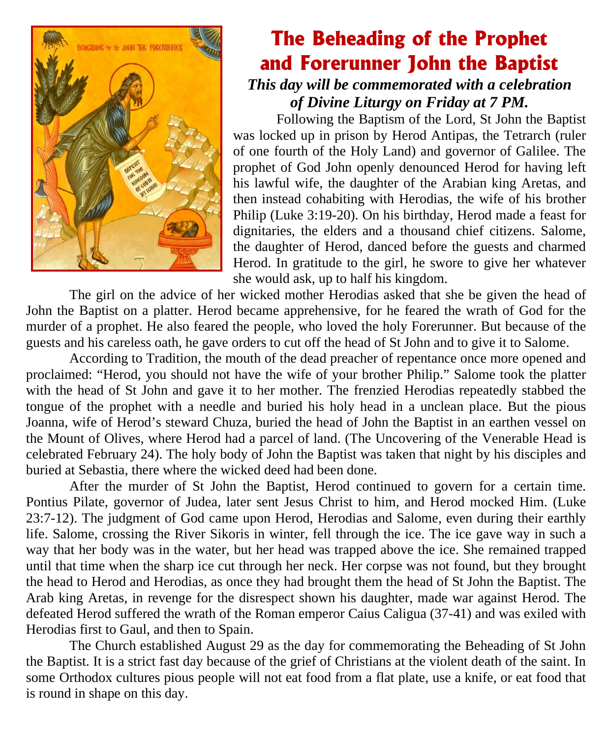# The Beheading of the Prophet and Forerunner John the Baptist

***This day will be commemorated with a celebration of Divine Liturgy on Friday at 7 PM.***

Following the Baptism of the Lord, St John the Baptist was locked up in prison by Herod Antipas, the Tetrarch (ruler of one fourth of the Holy Land) and governor of Galilee. The prophet of God John openly denounced Herod for having left his lawful wife, the daughter of the Arabian king Aretas, and then instead cohabiting with Herodias, the wife of his brother Philip (Luke 3:19-20). On his birthday, Herod made a feast for dignitaries, the elders and a thousand chief citizens. Salome, the daughter of Herod, danced before the guests and charmed Herod. In gratitude to the girl, he swore to give her whatever she would ask, up to half his kingdom.

The girl on the advice of her wicked mother Herodias asked that she be given the head of John the Baptist on a platter. Herod became apprehensive, for he feared the wrath of God for the murder of a prophet. He also feared the people, who loved the holy Forerunner. But because of the guests and his careless oath, he gave orders to cut off the head of St John and to give it to Salome.

According to Tradition, the mouth of the dead preacher of repentance once more opened and proclaimed: "Herod, you should not have the wife of your brother Philip." Salome took the platter with the head of St John and gave it to her mother. The frenzied Herodias repeatedly stabbed the tongue of the prophet with a needle and buried his holy head in a unclean place. But the pious Joanna, wife of Herod's steward Chuza, buried the head of John the Baptist in an earthen vessel on the Mount of Olives, where Herod had a parcel of land. (The Uncovering of the Venerable Head is celebrated February 24). The holy body of John the Baptist was taken that night by his disciples and buried at Sebastia, there where the wicked deed had been done.

After the murder of St John the Baptist, Herod continued to govern for a certain time. Pontius Pilate, governor of Judea, later sent Jesus Christ to him, and Herod mocked Him. (Luke 23:7-12). The judgment of God came upon Herod, Herodias and Salome, even during their earthly life. Salome, crossing the River Sikoris in winter, fell through the ice. The ice gave way in such a way that her body was in the water, but her head was trapped above the ice. She remained trapped until that time when the sharp ice cut through her neck. Her corpse was not found, but they brought the head to Herod and Herodias, as once they had brought them the head of St John the Baptist. The Arab king Aretas, in revenge for the disrespect shown his daughter, made war against Herod. The defeated Herod suffered the wrath of the Roman emperor Caius Caligua (37-41) and was exiled with Herodias first to Gaul, and then to Spain.

The Church established August 29 as the day for commemorating the Beheading of St John the Baptist. It is a strict fast day because of the grief of Christians at the violent death of the saint. In some Orthodox cultures pious people will not eat food from a flat plate, use a knife, or eat food that is round in shape on this day.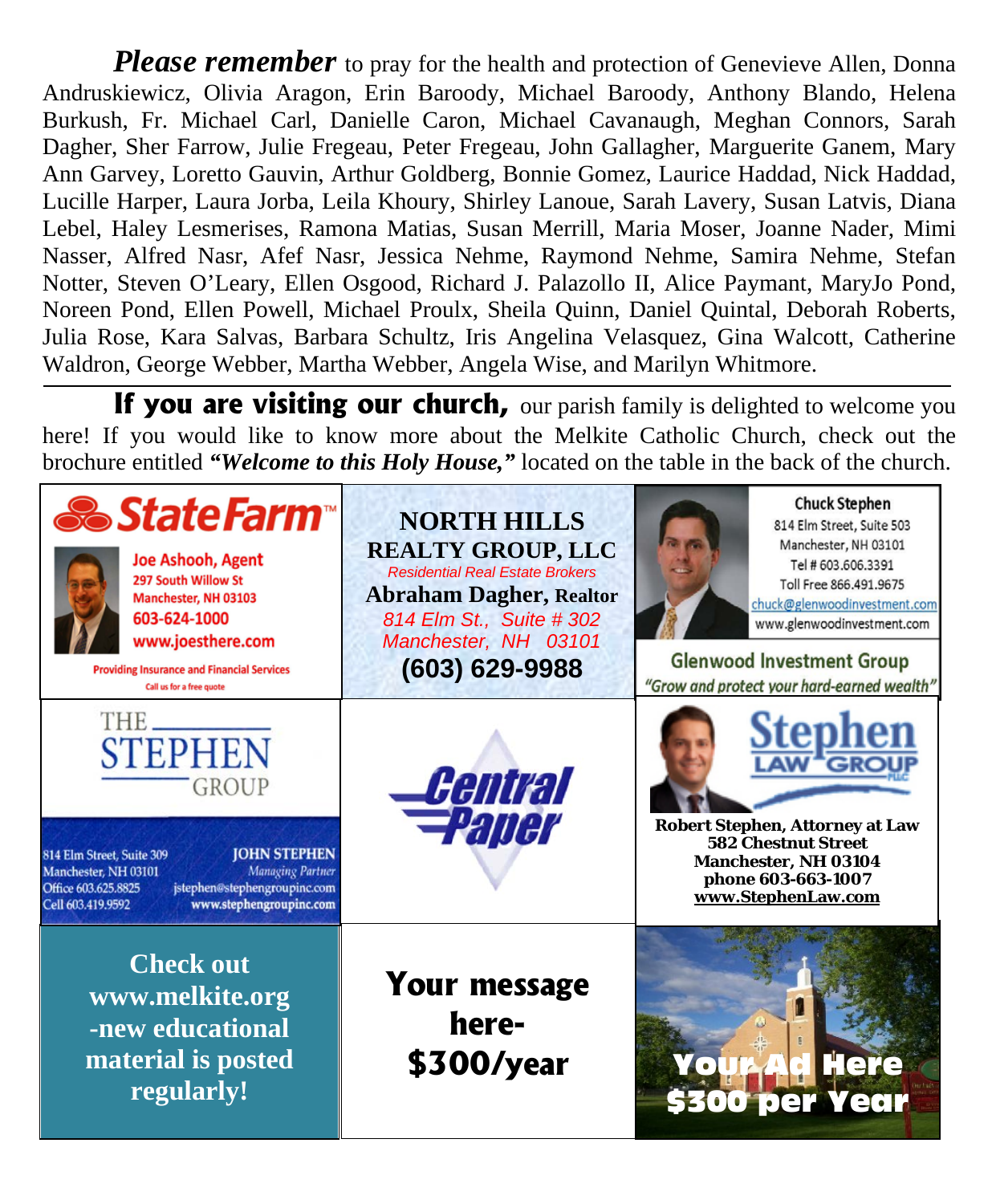***Please remember*** to pray for the health and protection of Genevieve Allen, Donna Andruskiewicz, Olivia Aragon, Erin Baroody, Michael Baroody, Anthony Blando, Helena Burkush, Fr. Michael Carl, Danielle Caron, Michael Cavanaugh, Meghan Connors, Sarah Dagher, Sher Farrow, Julie Fregeau, Peter Fregeau, John Gallagher, Marguerite Ganem, Mary Ann Garvey, Loretto Gauvin, Arthur Goldberg, Bonnie Gomez, Laurice Haddad, Nick Haddad, Lucille Harper, Laura Jorba, Leila Khoury, Shirley Lanoue, Sarah Lavery, Susan Latvis, Diana Lebel, Haley Lesmerises, Ramona Matias, Susan Merrill, Maria Moser, Joanne Nader, Mimi Nasser, Alfred Nasr, Afef Nasr, Jessica Nehme, Raymond Nehme, Samira Nehme, Stefan Notter, Steven O'Leary, Ellen Osgood, Richard J. Palazollo II, Alice Paymant, MaryJo Pond, Noreen Pond, Ellen Powell, Michael Proulx, Sheila Quinn, Daniel Quintal, Deborah Roberts, Julia Rose, Kara Salvas, Barbara Schultz, Iris Angelina Velasquez, Gina Walcott, Catherine Waldron, George Webber, Martha Webber, Angela Wise, and Marilyn Whitmore.

---

**If you are visiting our church,** our parish family is delighted to welcome you here! If you would like to know more about the Melkite Catholic Church, check out the brochure entitled ***"Welcome to this Holy House,"*** located on the table in the back of the church.

**State Farm™**
**Joe Ashooh, Agent**
297 South Willow St
Manchester, NH 03103
603-624-1000
www.joesthere.com
Providing Insurance and Financial Services
Call us for a free quote

**NORTH HILLS REALTY GROUP, LLC**
*Residential Real Estate Brokers*
**Abraham Dagher, Realtor**
*814 Elm St., Suite # 302*
*Manchester, NH 03101*
**(603) 629-9988**

**Chuck Stephen**
814 Elm Street, Suite 503
Manchester, NH 03101
Tel # 603.606.3391
Toll Free 866.491.9675
chuck@glenwoodinvestment.com
www.glenwoodinvestment.com
**Glenwood Investment Group**
*"Grow and protect your hard-earned wealth"*

**THE STEPHEN GROUP**
814 Elm Street, Suite 309
Manchester, NH 03101
Office 603.625.8825
Cell 603.419.9592
**JOHN STEPHEN**
*Managing Partner*
jstephen@stephengroupinc.com
www.stephengroupinc.com

**Central Paper**

**Stephen LAW GROUP PLLC**
**Robert Stephen, Attorney at Law**
**582 Chestnut Street**
**Manchester, NH 03104**
**phone 603-663-1007**
**www.StephenLaw.com**

**Check out www.melkite.org -new educational material is posted regularly!**

**Your message here- $300/year**

**Your Ad Here $300 per Year**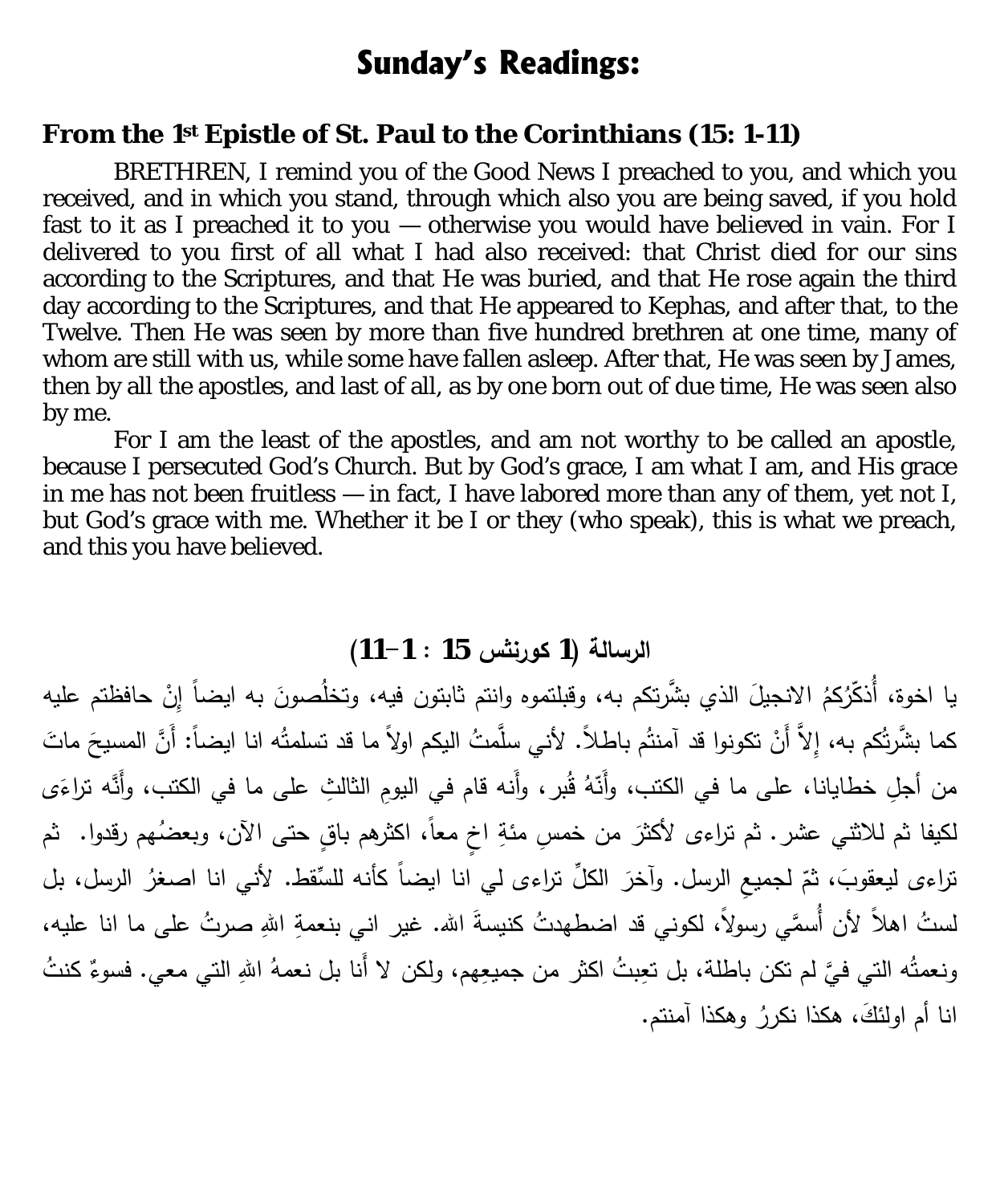# Sunday's Readings:

## From the 1st Epistle of St. Paul to the Corinthians (15: 1-11)

BRETHREN, I remind you of the Good News I preached to you, and which you received, and in which you stand, through which also you are being saved, if you hold fast to it as I preached it to you — otherwise you would have believed in vain. For I delivered to you first of all what I had also received: that Christ died for our sins according to the Scriptures, and that He was buried, and that He rose again the third day according to the Scriptures, and that He appeared to Kephas, and after that, to the Twelve. Then He was seen by more than five hundred brethren at one time, many of whom are still with us, while some have fallen asleep. After that, He was seen by James, then by all the apostles, and last of all, as by one born out of due time, He was seen also by me.

For I am the least of the apostles, and am not worthy to be called an apostle, because I persecuted God's Church. But by God's grace, I am what I am, and His grace in me has not been fruitless — in fact, I have labored more than any of them, yet not I, but God's grace with me. Whether it be I or they (who speak), this is what we preach, and this you have believed.

## الرسالة (1 كورنثس 15 : 1–11)

يا اخوة، أُذكّرُكمُ الانجيلَ الذي بشَّرتكم به، وقبلتموه وانتم ثابتون فيه، وتخلُصونَ به ايضاً إنْ حافظتم عليه كما بشَّرتُكم به، إلاَّ أَنْ تكونوا قد آمنتُم باطلاً. لأني سلَّمتُ اليكم اولاً ما قد تسلمتُه انا ايضاً: أَنَّ المسيحَ ماتَ من أجلِ خطايانا، على ما في الكتب، وأَنّهُ قُبر، وأَنه قام في اليومِ الثالثِ على ما في الكتب، وأَنَّه تراءَى لكيفا ثم للاثني عشر. ثم تراءى لأكثرَ من خمسِ مئةِ اخٍ معاً، اكثرهم باقٍ حتى الآن، وبعضُهم رقدوا. ثم تراءى ليعقوبَ، ثمّ لجميعِ الرسل. وآخرَ الكلِّ تراءى لي انا ايضاً كأنه للسِّقط. لأني انا اصغرُ الرسل، بل لستُ اهلاً لأن أُسمَّى رسولاً، لكوني قد اضطهدتُ كنيسةَ الله. غير اني بنعمةِ اللهِ صرتُ على ما انا عليه، ونعمتُه التي فيَّ لم تكن باطلة، بل تعِبتُ اكثر من جميعِهم، ولكن لا أَنا بل نعمةُ اللهِ التي معي. فسوءٌ كنتُ انا أم اولئكَ، هكذا نكررُ وهكذا آمنتم.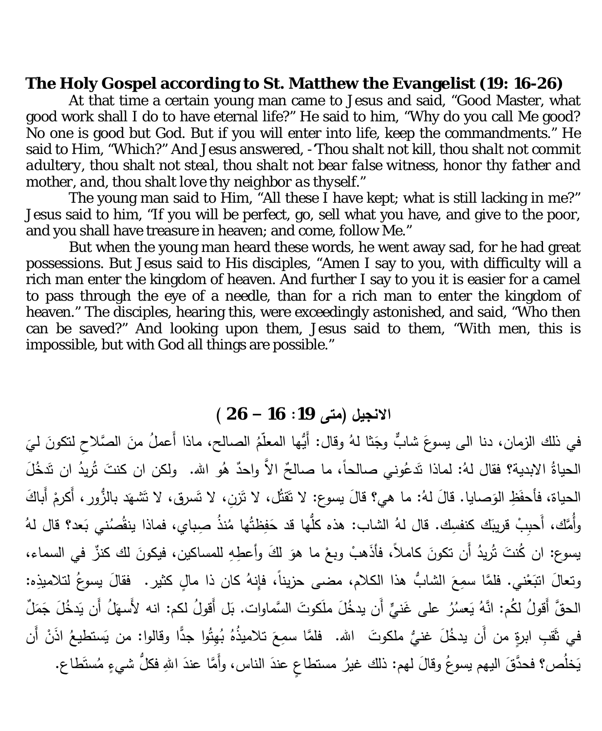**The Holy Gospel according to St. Matthew the Evangelist (19: 16-26)**

At that time a certain young man came to Jesus and said, "Good Master, what good work shall I do to have eternal life?" He said to him, "Why do you call Me good? No one is good but God. But if you will enter into life, keep the commandments." He said to Him, "Which?" And Jesus answered, -'*Thou shalt not kill, thou shalt not commit adultery, thou shalt not steal, thou shalt not bear false witness, honor thy father and mother, and, thou shalt love thy neighbor as thyself.*"

The young man said to Him, "All these I have kept; what is still lacking in me?" Jesus said to him, "If you will be perfect, go, sell what you have, and give to the poor, and you shall have treasure in heaven; and come, follow Me."

But when the young man heard these words, he went away sad, for he had great possessions. But Jesus said to His disciples, "Amen I say to you, with difficulty will a rich man enter the kingdom of heaven. And further I say to you it is easier for a camel to pass through the eye of a needle, than for a rich man to enter the kingdom of heaven." The disciples, hearing this, were exceedingly astonished, and said, "Who then can be saved?" And looking upon them, Jesus said to them, "With men, this is impossible, but with God all things are possible."

**الانجيل (متى 19: 16 – 26 )**

في ذلك الزمان، دنا الى يسوعَ شابٌّ وجَثا لهُ وقال: أَيُّها المعلّمُ الصالح، ماذا أَعملُ منَ الصَّلاحِ لتكونَ ليَ الحياةُ الابدية؟ فقال لهُ: لماذا تَدعُوني صالحاً، ما صالحٌ الاَّ واحدٌ هُو الله. ولكن ان كنتَ تُريدُ ان تَدخُلَ الحياة، فأحفَظِ الوَصايا. قالَ لهُ: ما هي؟ قالَ يسوع: لا تَقتُل، لا تَزنِ، لا تَسرق، لا تَشهَد بالزُّور، أَكرمْ أَباكَ وأُمَّك، أَحبِبْ قريبَك كنفسِك. قال لهُ الشاب: هذه كلُّها قد حَفِظتُها مُنذُ صِباي، فماذا ينقُصُني بَعد؟ قال لهُ يسوع: ان كُنتَ تُريدُ أَن تكونَ كاملاً، فأذَهبْ وبعْ ما هوَ لكَ وأعطِهِ للمساكين، فيكونَ لك كنزٌ في السماء، وتعالَ اتبَعْني. فلمَّا سمِعَ الشابُّ هذا الكلام، مضى حزيناً، فإنهُ كان ذا مالٍ كثير. فقالَ يسوعُ لتلاميذِه: الحقَّ أَقولُ لكُم: انَّهُ يَعسُرُ على غَنيٍّ أَن يدخُلَ ملَكوتَ السَّماوات. بَل أَقولُ لكم: انه لأَسهَلُ أَن يَدخُلَ جَمَلٌ في ثَقبِ ابرةٍ من أَن يدخُلَ غنيٌّ ملكوتَ الله. فلمَّا سمِعَ تلاميذُهُ بُهِتُوا جدًّا وقالوا: من يَستطيعُ اذَنْ أَن يَخلُص؟ فحدَّقَ اليهم يسوعُ وقالَ لهم: ذلك غيرُ مستطاعٍ عندَ الناس، وأَمَّا عندَ اللهِ فكلُّ شيءٍ مُستَطاع.